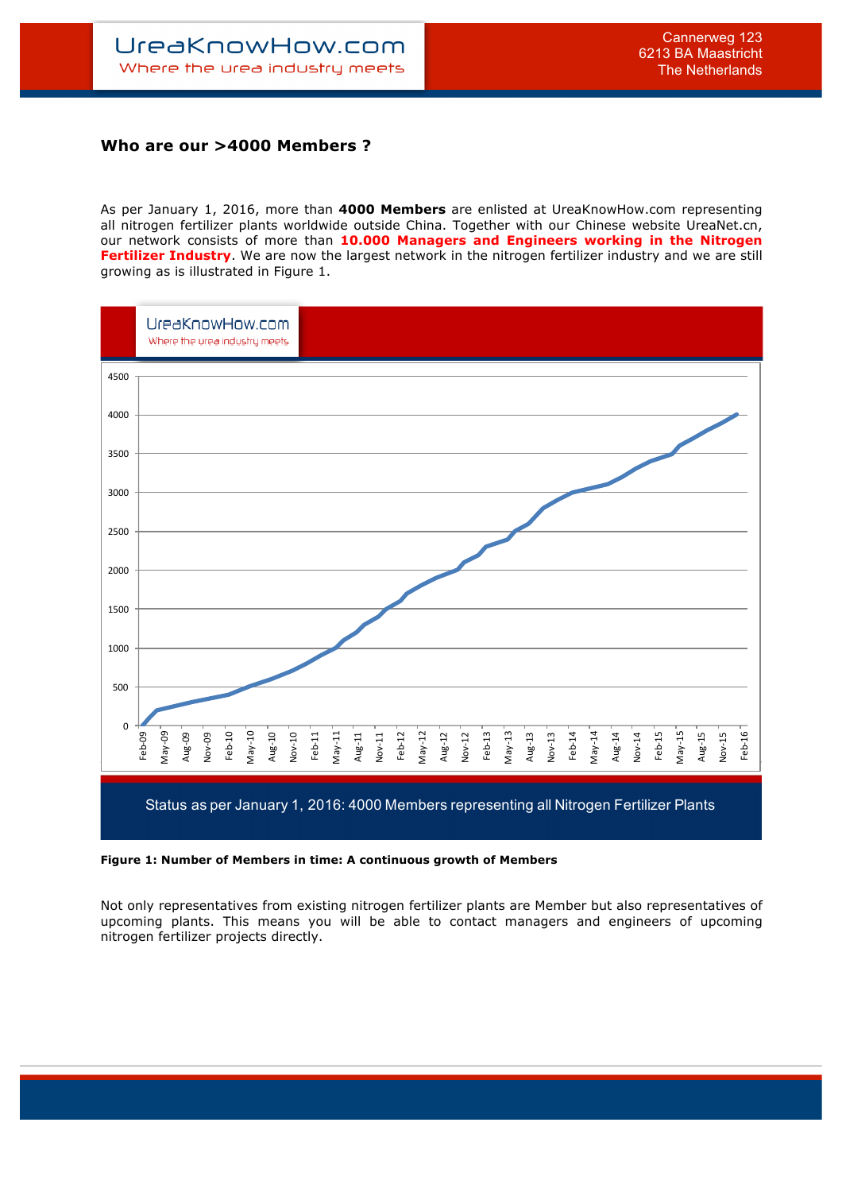## Who are our >4000 Members ?

As per January 1, 2016, more than **4000 Members** are enlisted at UreaKnowHow.com representing all nitrogen fertilizer plants worldwide outside China. Together with our Chinese website UreaNet.cn, our network consists of more than **10.000 Managers and Engineers working in the Nitrogen Fertilizer Industry**. We are now the largest network in the nitrogen fertilizer industry and we are still growing as is illustrated in Figure 1.

Status as per January 1, 2016: 4000 Members representing all Nitrogen Fertilizer Plants

**Figure 1: Number of Members in time: A continuous growth of Members**

Not only representatives from existing nitrogen fertilizer plants are Member but also representatives of upcoming plants. This means you will be able to contact managers and engineers of upcoming nitrogen fertilizer projects directly.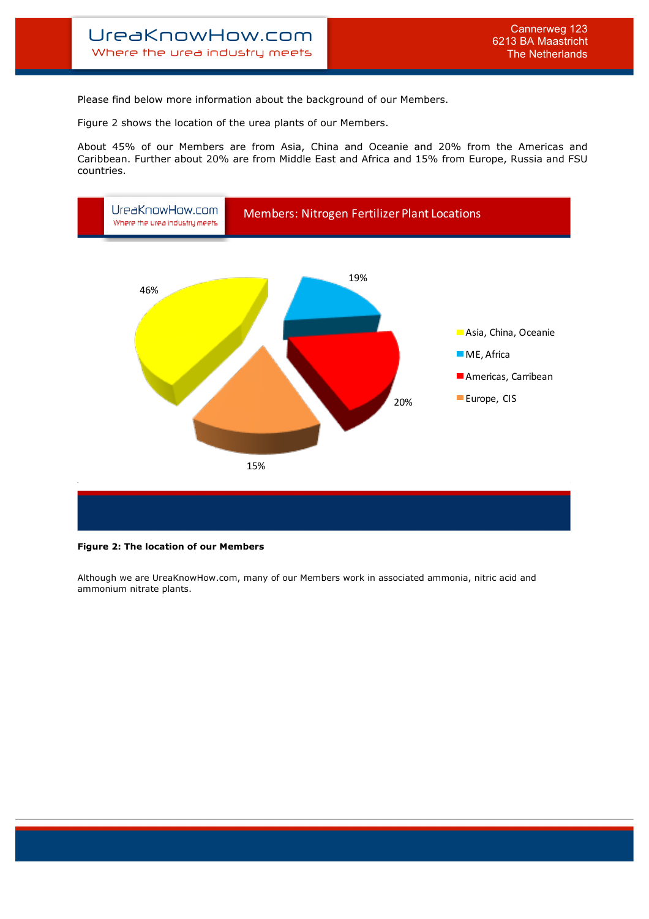Please find below more information about the background of our Members.

Figure 2 shows the location of the urea plants of our Members.

About 45% of our Members are from Asia, China and Oceanie and 20% from the Americas and Caribbean. Further about 20% are from Middle East and Africa and 15% from Europe, Russia and FSU countries.

Members: Nitrogen Fertilizer Plant Locations

| Region | Share |
|---|---|
| Asia, China, Oceanie | 46% |
| ME, Africa | 19% |
| Americas, Carribean | 20% |
| Europe, CIS | 15% |

**Figure 2: The location of our Members**

Although we are UreaKnowHow.com, many of our Members work in associated ammonia, nitric acid and ammonium nitrate plants.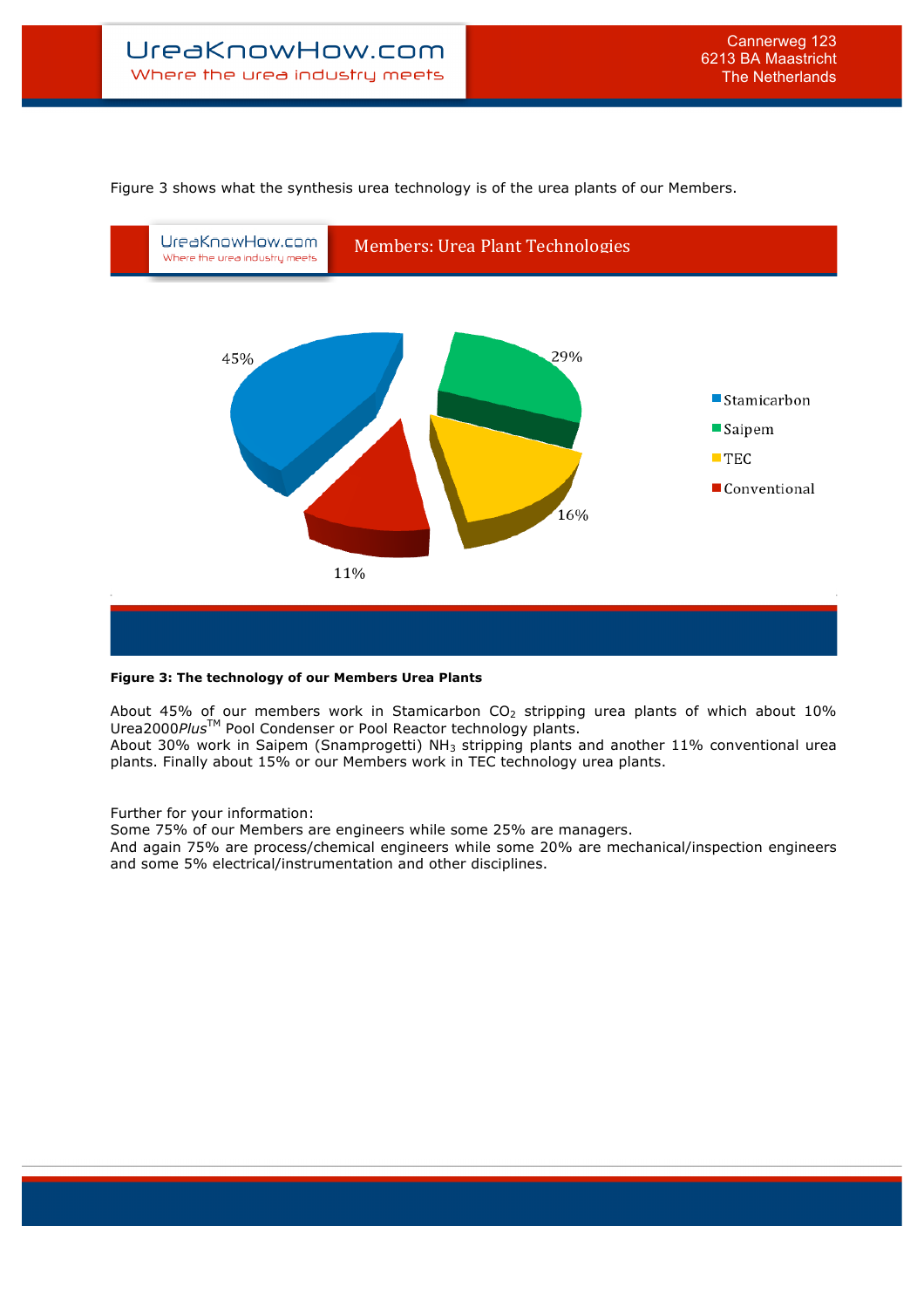Figure 3 shows what the synthesis urea technology is of the urea plants of our Members.

UreaKnowHow.com
Where the urea industry meets

Members: Urea Plant Technologies

45%
29%
16%
11%

Stamicarbon
Saipem
TEC
Conventional

**Figure 3: The technology of our Members Urea Plants**

About 45% of our members work in Stamicarbon $CO_2$ stripping urea plants of which about 10% Urea2000*Plus*™ Pool Condenser or Pool Reactor technology plants.
About 30% work in Saipem (Snamprogetti) $NH_3$ stripping plants and another 11% conventional urea plants. Finally about 15% or our Members work in TEC technology urea plants.

Further for your information:
Some 75% of our Members are engineers while some 25% are managers.
And again 75% are process/chemical engineers while some 20% are mechanical/inspection engineers and some 5% electrical/instrumentation and other disciplines.